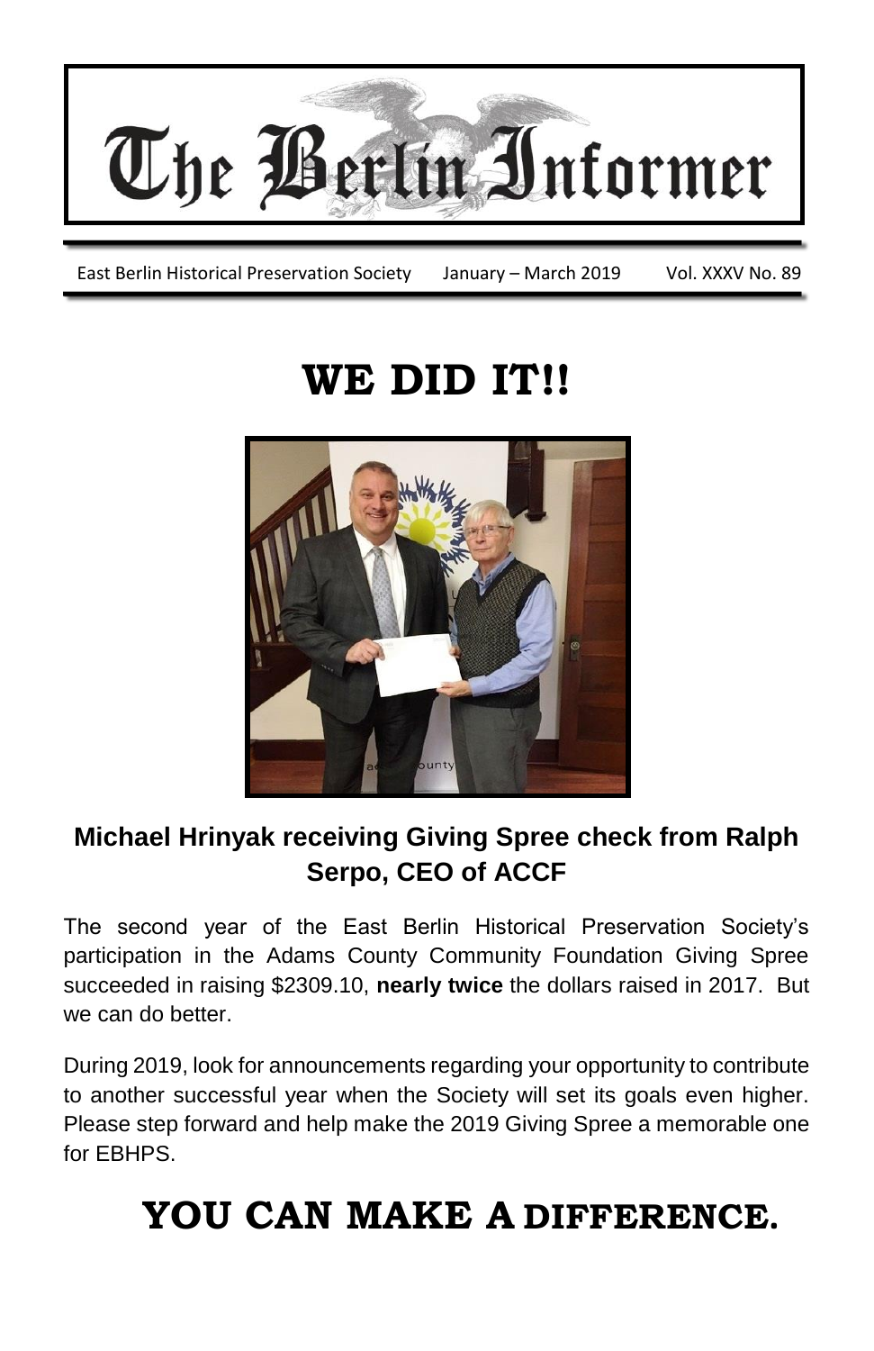# The Berlin Informer

East Berlin Historical Preservation Society January – March 2019 Vol. XXXV No. 89

# WE DID IT!!

**Michael Hrinyak receiving Giving Spree check from Ralph Serpo, CEO of ACCF**

The second year of the East Berlin Historical Preservation Society's participation in the Adams County Community Foundation Giving Spree succeeded in raising $2309.10, **nearly twice** the dollars raised in 2017. But we can do better.

During 2019, look for announcements regarding your opportunity to contribute to another successful year when the Society will set its goals even higher. Please step forward and help make the 2019 Giving Spree a memorable one for EBHPS.

# YOU CAN MAKE A DIFFERENCE.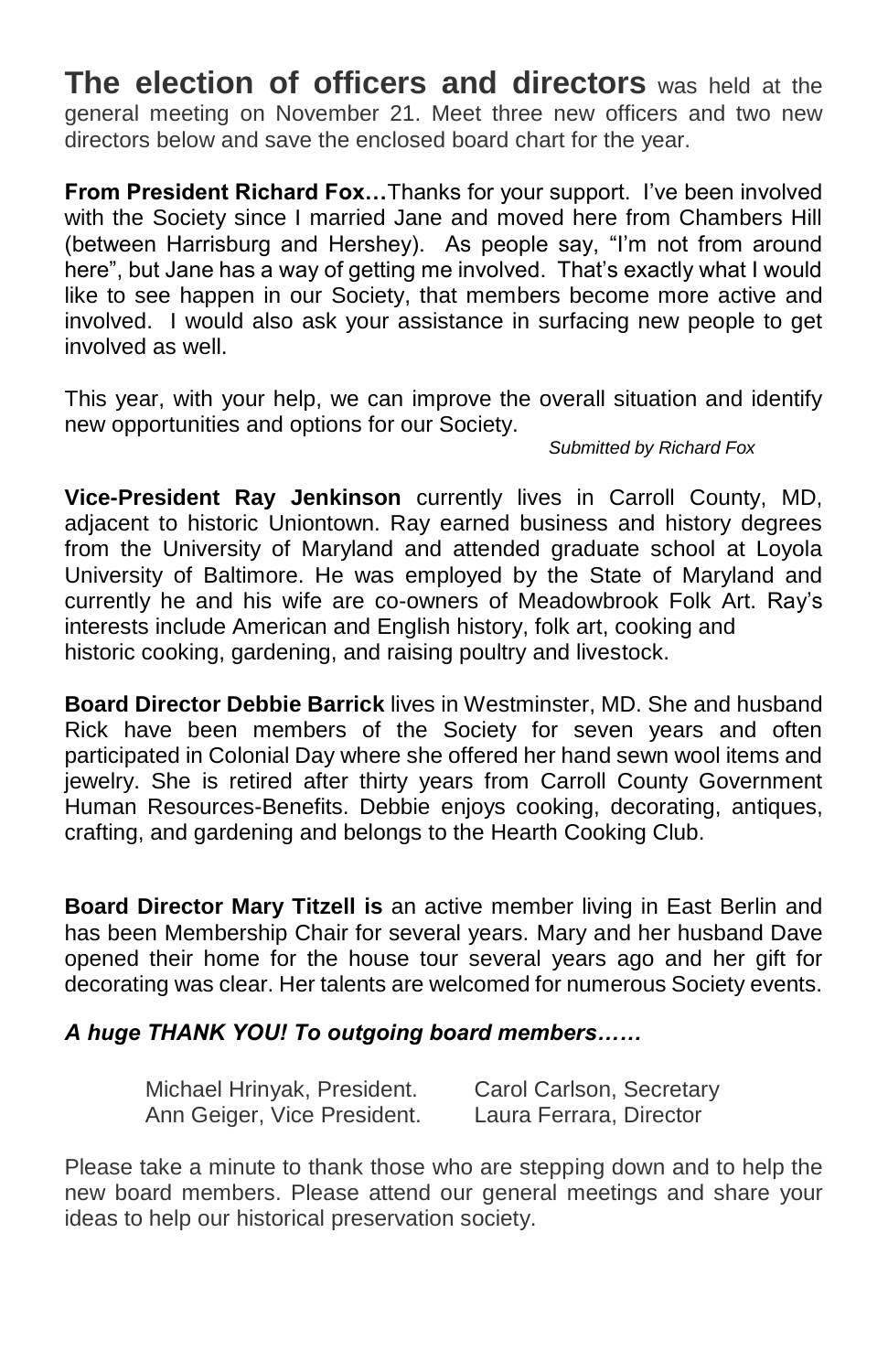**The election of officers and directors** was held at the general meeting on November 21. Meet three new officers and two new directors below and save the enclosed board chart for the year.

**From President Richard Fox…**Thanks for your support. I've been involved with the Society since I married Jane and moved here from Chambers Hill (between Harrisburg and Hershey). As people say, "I'm not from around here", but Jane has a way of getting me involved. That's exactly what I would like to see happen in our Society, that members become more active and involved. I would also ask your assistance in surfacing new people to get involved as well.

This year, with your help, we can improve the overall situation and identify new opportunities and options for our Society.

*Submitted by Richard Fox*

**Vice-President Ray Jenkinson** currently lives in Carroll County, MD, adjacent to historic Uniontown. Ray earned business and history degrees from the University of Maryland and attended graduate school at Loyola University of Baltimore. He was employed by the State of Maryland and currently he and his wife are co-owners of Meadowbrook Folk Art. Ray's interests include American and English history, folk art, cooking and historic cooking, gardening, and raising poultry and livestock.

**Board Director Debbie Barrick** lives in Westminster, MD. She and husband Rick have been members of the Society for seven years and often participated in Colonial Day where she offered her hand sewn wool items and jewelry. She is retired after thirty years from Carroll County Government Human Resources-Benefits. Debbie enjoys cooking, decorating, antiques, crafting, and gardening and belongs to the Hearth Cooking Club.

**Board Director Mary Titzell is** an active member living in East Berlin and has been Membership Chair for several years. Mary and her husband Dave opened their home for the house tour several years ago and her gift for decorating was clear. Her talents are welcomed for numerous Society events.

***A huge THANK YOU! To outgoing board members……***

| | |
|---|---|
| Michael Hrinyak, President. | Carol Carlson, Secretary |
| Ann Geiger, Vice President. | Laura Ferrara, Director |

Please take a minute to thank those who are stepping down and to help the new board members. Please attend our general meetings and share your ideas to help our historical preservation society.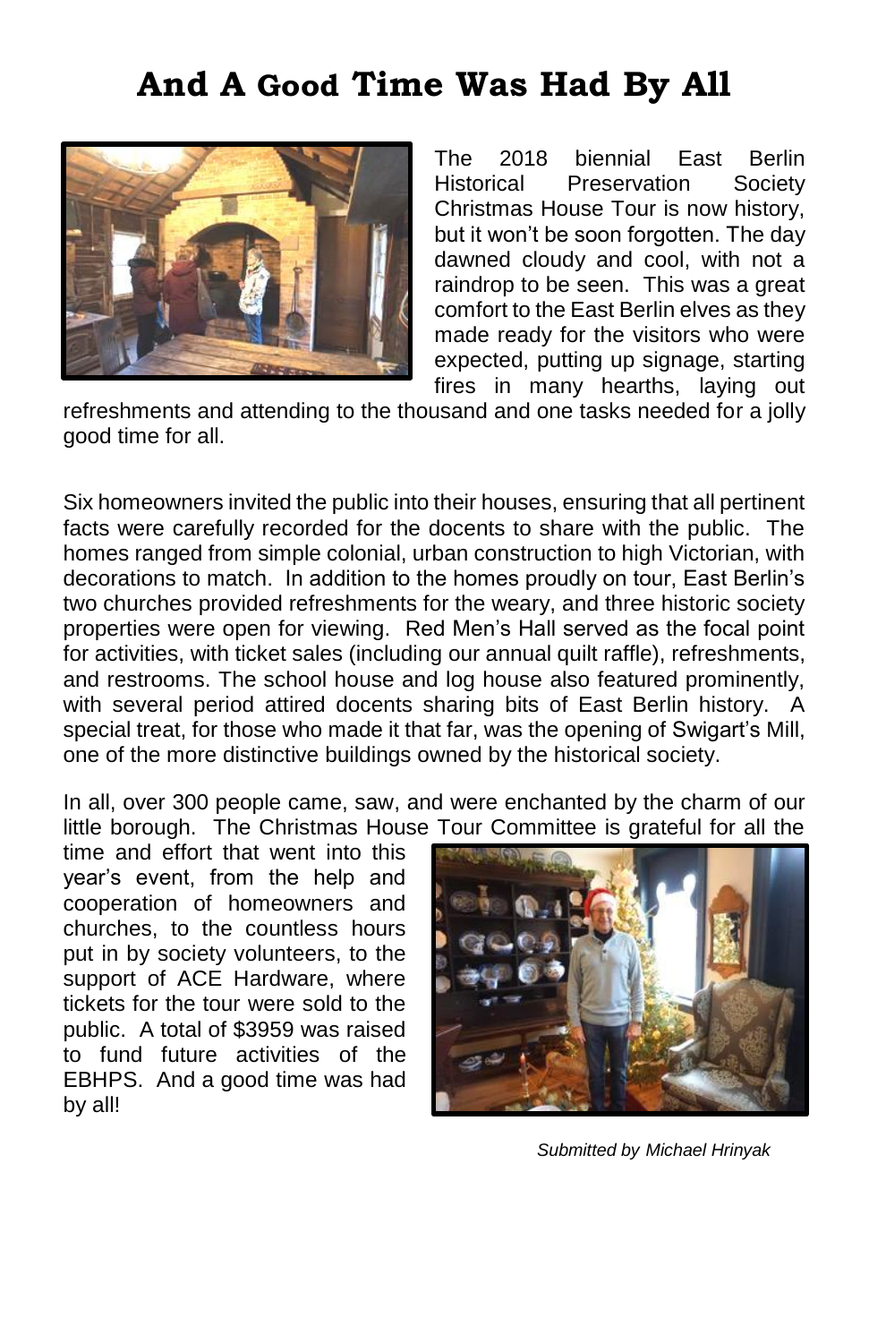# And A Good Time Was Had By All

The 2018 biennial East Berlin Historical Preservation Society Christmas House Tour is now history, but it won't be soon forgotten. The day dawned cloudy and cool, with not a raindrop to be seen. This was a great comfort to the East Berlin elves as they made ready for the visitors who were expected, putting up signage, starting fires in many hearths, laying out refreshments and attending to the thousand and one tasks needed for a jolly good time for all.

Six homeowners invited the public into their houses, ensuring that all pertinent facts were carefully recorded for the docents to share with the public. The homes ranged from simple colonial, urban construction to high Victorian, with decorations to match. In addition to the homes proudly on tour, East Berlin's two churches provided refreshments for the weary, and three historic society properties were open for viewing. Red Men's Hall served as the focal point for activities, with ticket sales (including our annual quilt raffle), refreshments, and restrooms. The school house and log house also featured prominently, with several period attired docents sharing bits of East Berlin history. A special treat, for those who made it that far, was the opening of Swigart's Mill, one of the more distinctive buildings owned by the historical society.

In all, over 300 people came, saw, and were enchanted by the charm of our little borough. The Christmas House Tour Committee is grateful for all the time and effort that went into this year's event, from the help and cooperation of homeowners and churches, to the countless hours put in by society volunteers, to the support of ACE Hardware, where tickets for the tour were sold to the public. A total of $3959 was raised to fund future activities of the EBHPS. And a good time was had by all!

*Submitted by Michael Hrinyak*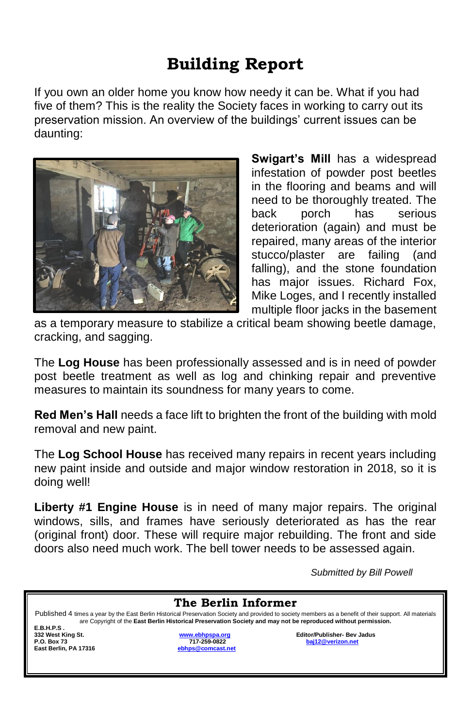# Building Report

If you own an older home you know how needy it can be. What if you had five of them? This is the reality the Society faces in working to carry out its preservation mission. An overview of the buildings' current issues can be daunting:

**Swigart's Mill** has a widespread infestation of powder post beetles in the flooring and beams and will need to be thoroughly treated. The back porch has serious deterioration (again) and must be repaired, many areas of the interior stucco/plaster are failing (and falling), and the stone foundation has major issues. Richard Fox, Mike Loges, and I recently installed multiple floor jacks in the basement as a temporary measure to stabilize a critical beam showing beetle damage, cracking, and sagging.

The **Log House** has been professionally assessed and is in need of powder post beetle treatment as well as log and chinking repair and preventive measures to maintain its soundness for many years to come.

**Red Men's Hall** needs a face lift to brighten the front of the building with mold removal and new paint.

The **Log School House** has received many repairs in recent years including new paint inside and outside and major window restoration in 2018, so it is doing well!

**Liberty #1 Engine House** is in need of many major repairs. The original windows, sills, and frames have seriously deteriorated as has the rear (original front) door. These will require major rebuilding. The front and side doors also need much work. The bell tower needs to be assessed again.

*Submitted by Bill Powell*

---

## The Berlin Informer

Published 4 times a year by the East Berlin Historical Preservation Society and provided to society members as a benefit of their support. All materials are Copyright of the **East Berlin Historical Preservation Society and may not be reproduced without permission.**

**E.B.H.P.S .**
**332 West King St.**
**P.O. Box 73**
**East Berlin, PA 17316**

**www.ebhpspa.org**
**717-259-0822**
**ebhps@comcast.net**

**Editor/Publisher- Bev Jadus**
**baj12@verizon.net**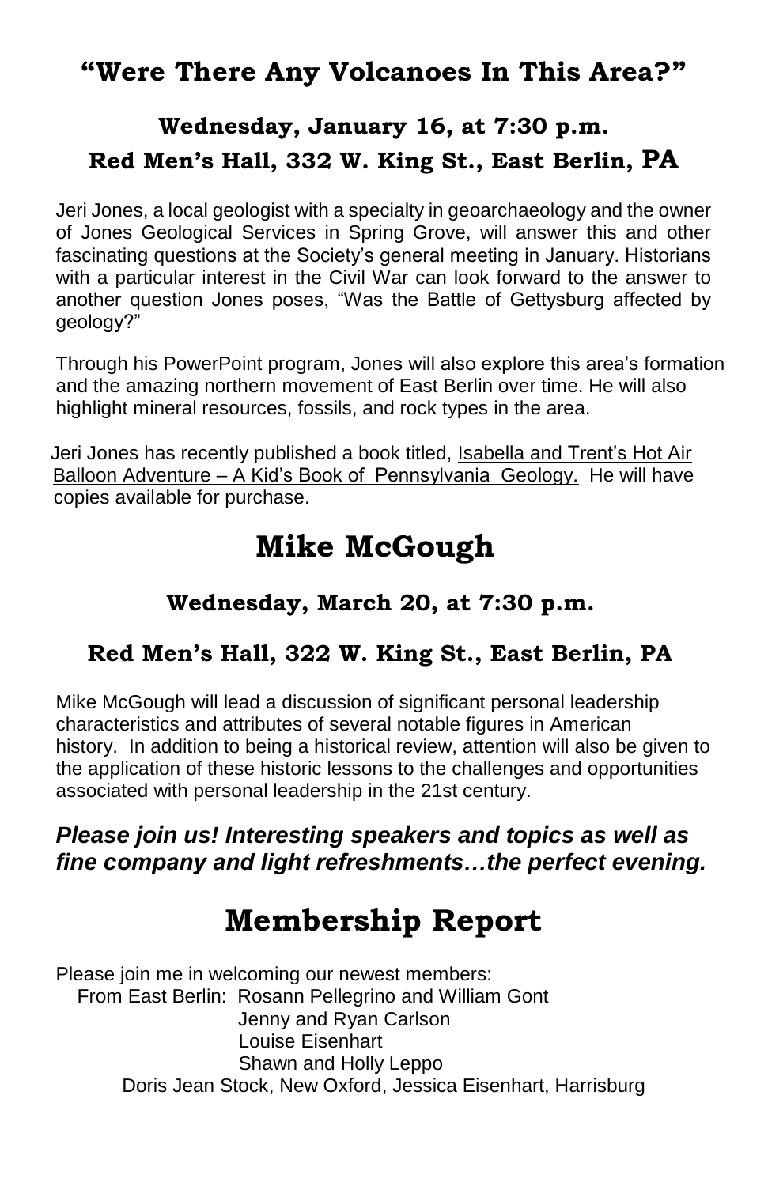## **"Were There Any Volcanoes In This Area?"**

### **Wednesday, January 16, at 7:30 p.m.**
### **Red Men's Hall, 332 W. King St., East Berlin, PA**

Jeri Jones, a local geologist with a specialty in geoarchaeology and the owner of Jones Geological Services in Spring Grove, will answer this and other fascinating questions at the Society's general meeting in January. Historians with a particular interest in the Civil War can look forward to the answer to another question Jones poses, "Was the Battle of Gettysburg affected by geology?"

Through his PowerPoint program, Jones will also explore this area's formation and the amazing northern movement of East Berlin over time. He will also highlight mineral resources, fossils, and rock types in the area.

Jeri Jones has recently published a book titled, Isabella and Trent's Hot Air Balloon Adventure – A Kid's Book of Pennsylvania Geology. He will have copies available for purchase.

# **Mike McGough**

### **Wednesday, March 20, at 7:30 p.m.**

### **Red Men's Hall, 322 W. King St., East Berlin, PA**

Mike McGough will lead a discussion of significant personal leadership characteristics and attributes of several notable figures in American history. In addition to being a historical review, attention will also be given to the application of these historic lessons to the challenges and opportunities associated with personal leadership in the 21st century.

***Please join us! Interesting speakers and topics as well as fine company and light refreshments…the perfect evening.***

# **Membership Report**

Please join me in welcoming our newest members:

From East Berlin: Rosann Pellegrino and William Gont
Jenny and Ryan Carlson
Louise Eisenhart
Shawn and Holly Leppo

Doris Jean Stock, New Oxford, Jessica Eisenhart, Harrisburg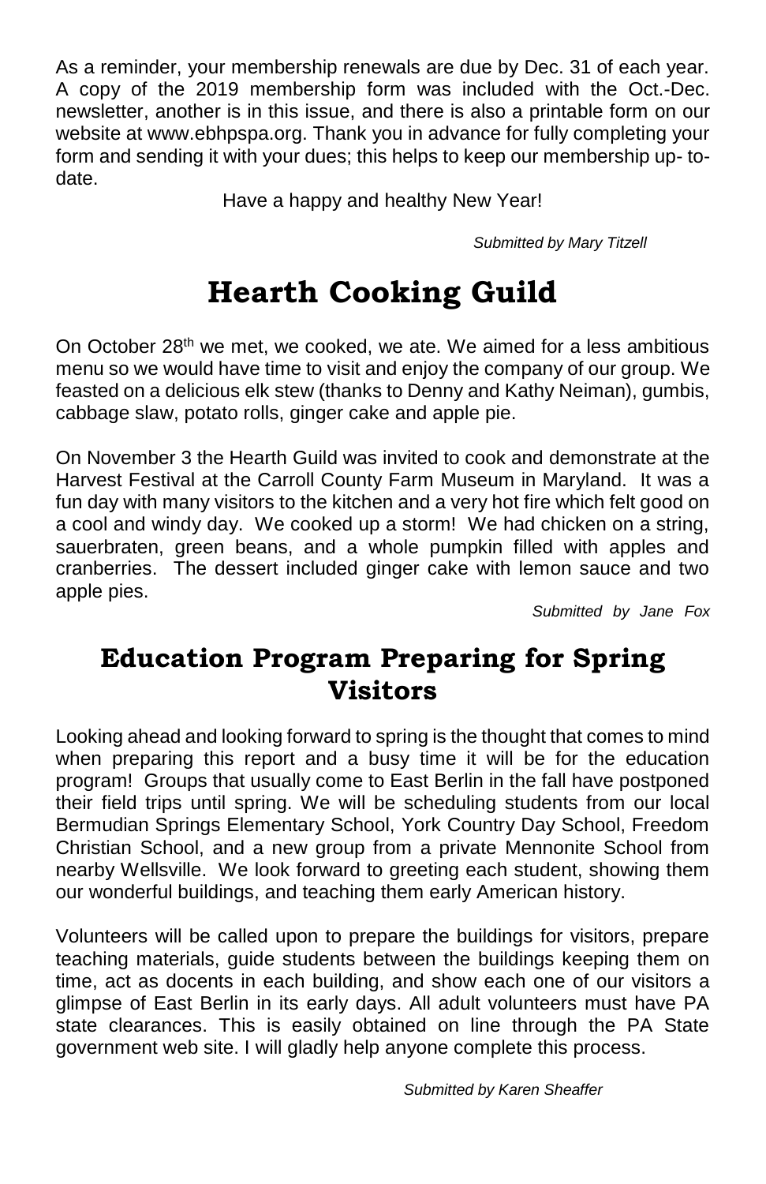As a reminder, your membership renewals are due by Dec. 31 of each year. A copy of the 2019 membership form was included with the Oct.-Dec. newsletter, another is in this issue, and there is also a printable form on our website at www.ebhpspa.org. Thank you in advance for fully completing your form and sending it with your dues; this helps to keep our membership up- to-date.

Have a happy and healthy New Year!

*Submitted by Mary Titzell*

# Hearth Cooking Guild

On October 28th we met, we cooked, we ate. We aimed for a less ambitious menu so we would have time to visit and enjoy the company of our group. We feasted on a delicious elk stew (thanks to Denny and Kathy Neiman), gumbis, cabbage slaw, potato rolls, ginger cake and apple pie.

On November 3 the Hearth Guild was invited to cook and demonstrate at the Harvest Festival at the Carroll County Farm Museum in Maryland. It was a fun day with many visitors to the kitchen and a very hot fire which felt good on a cool and windy day. We cooked up a storm! We had chicken on a string, sauerbraten, green beans, and a whole pumpkin filled with apples and cranberries. The dessert included ginger cake with lemon sauce and two apple pies.

*Submitted by Jane Fox*

## Education Program Preparing for Spring Visitors

Looking ahead and looking forward to spring is the thought that comes to mind when preparing this report and a busy time it will be for the education program! Groups that usually come to East Berlin in the fall have postponed their field trips until spring. We will be scheduling students from our local Bermudian Springs Elementary School, York Country Day School, Freedom Christian School, and a new group from a private Mennonite School from nearby Wellsville. We look forward to greeting each student, showing them our wonderful buildings, and teaching them early American history.

Volunteers will be called upon to prepare the buildings for visitors, prepare teaching materials, guide students between the buildings keeping them on time, act as docents in each building, and show each one of our visitors a glimpse of East Berlin in its early days. All adult volunteers must have PA state clearances. This is easily obtained on line through the PA State government web site. I will gladly help anyone complete this process.

*Submitted by Karen Sheaffer*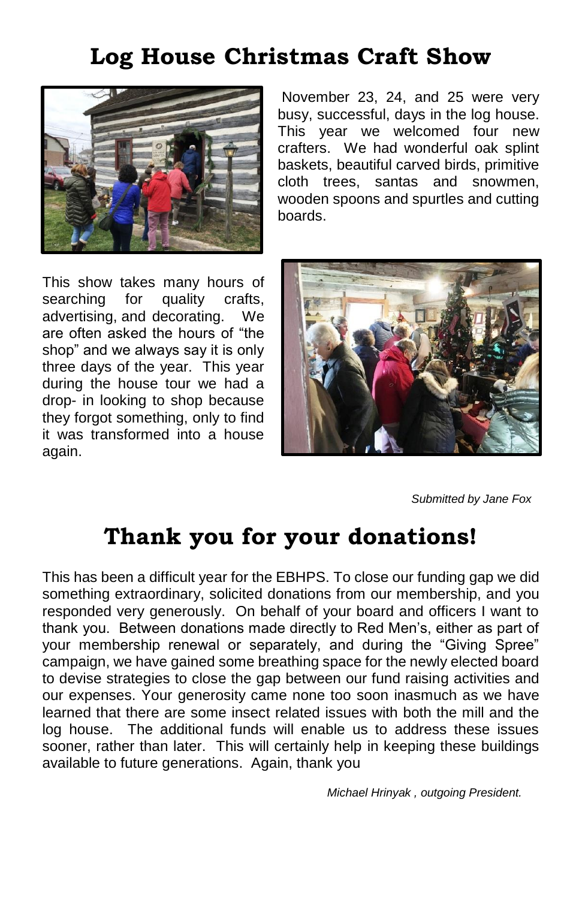# Log House Christmas Craft Show

November 23, 24, and 25 were very busy, successful, days in the log house. This year we welcomed four new crafters. We had wonderful oak splint baskets, beautiful carved birds, primitive cloth trees, santas and snowmen, wooden spoons and spurtles and cutting boards.

This show takes many hours of searching for quality crafts, advertising, and decorating. We are often asked the hours of "the shop" and we always say it is only three days of the year. This year during the house tour we had a drop- in looking to shop because they forgot something, only to find it was transformed into a house again.

*Submitted by Jane Fox*

# Thank you for your donations!

This has been a difficult year for the EBHPS. To close our funding gap we did something extraordinary, solicited donations from our membership, and you responded very generously. On behalf of your board and officers I want to thank you. Between donations made directly to Red Men's, either as part of your membership renewal or separately, and during the "Giving Spree" campaign, we have gained some breathing space for the newly elected board to devise strategies to close the gap between our fund raising activities and our expenses. Your generosity came none too soon inasmuch as we have learned that there are some insect related issues with both the mill and the log house. The additional funds will enable us to address these issues sooner, rather than later. This will certainly help in keeping these buildings available to future generations. Again, thank you

*Michael Hrinyak , outgoing President.*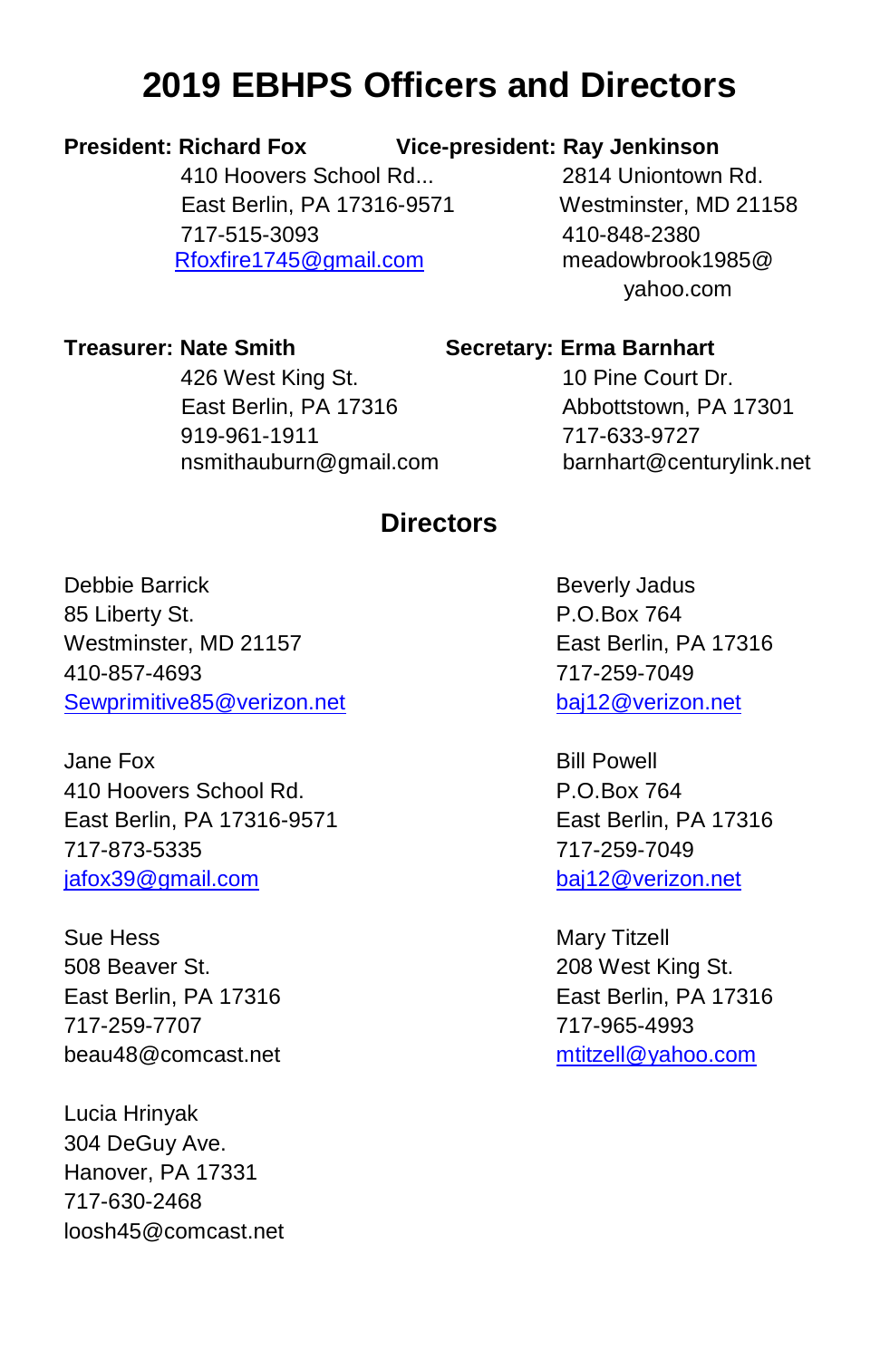# 2019 EBHPS Officers and Directors

**President: Richard Fox**
410 Hoovers School Rd...
East Berlin, PA 17316-9571
717-515-3093
Rfoxfire1745@gmail.com

**Vice-president: Ray Jenkinson**
2814 Uniontown Rd.
Westminster, MD 21158
410-848-2380
meadowbrook1985@yahoo.com

**Treasurer: Nate Smith**
426 West King St.
East Berlin, PA 17316
919-961-1911
nsmithauburn@gmail.com

**Secretary: Erma Barnhart**
10 Pine Court Dr.
Abbottstown, PA 17301
717-633-9727
barnhart@centurylink.net

## Directors

Debbie Barrick
85 Liberty St.
Westminster, MD 21157
410-857-4693
Sewprimitive85@verizon.net

Jane Fox
410 Hoovers School Rd.
East Berlin, PA 17316-9571
717-873-5335
jafox39@gmail.com

Sue Hess
508 Beaver St.
East Berlin, PA 17316
717-259-7707
beau48@comcast.net

Lucia Hrinyak
304 DeGuy Ave.
Hanover, PA 17331
717-630-2468
loosh45@comcast.net

Beverly Jadus
P.O.Box 764
East Berlin, PA 17316
717-259-7049
baj12@verizon.net

Bill Powell
P.O.Box 764
East Berlin, PA 17316
717-259-7049
baj12@verizon.net

Mary Titzell
208 West King St.
East Berlin, PA 17316
717-965-4993
mtitzell@yahoo.com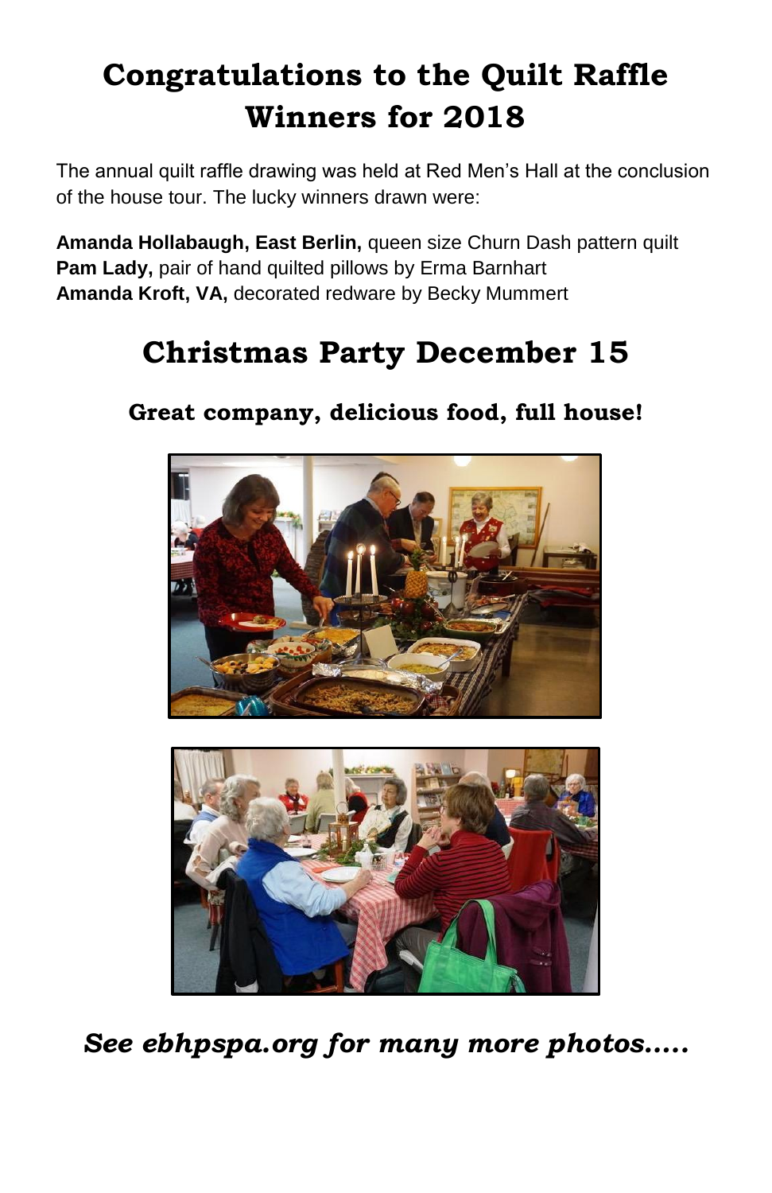# Congratulations to the Quilt Raffle Winners for 2018

The annual quilt raffle drawing was held at Red Men's Hall at the conclusion of the house tour. The lucky winners drawn were:

**Amanda Hollabaugh, East Berlin,** queen size Churn Dash pattern quilt
**Pam Lady,** pair of hand quilted pillows by Erma Barnhart
**Amanda Kroft, VA,** decorated redware by Becky Mummert

# Christmas Party December 15

### Great company, delicious food, full house!

***See ebhpspa.org for many more photos.....***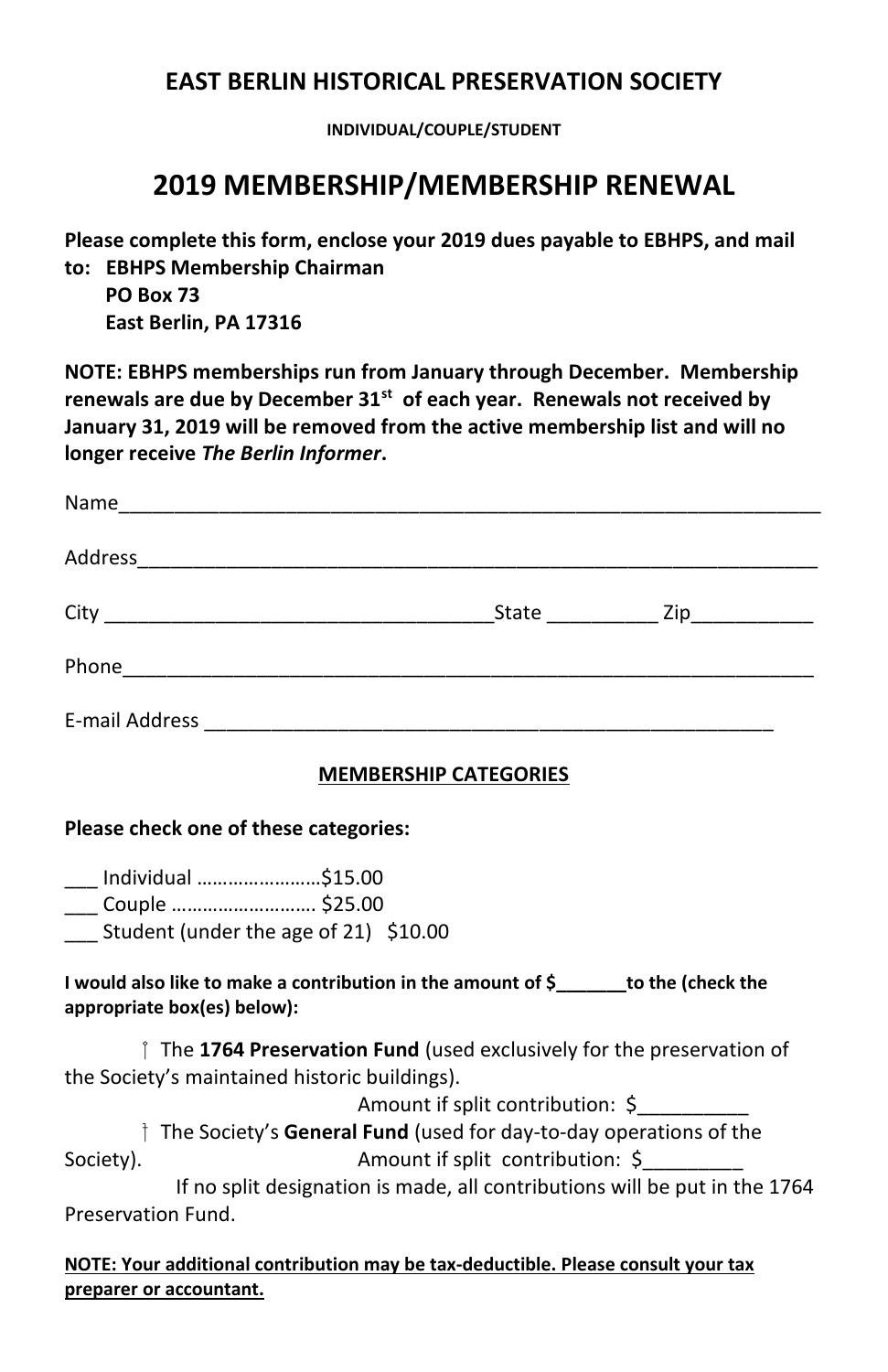# EAST BERLIN HISTORICAL PRESERVATION SOCIETY

**INDIVIDUAL/COUPLE/STUDENT**

## 2019 MEMBERSHIP/MEMBERSHIP RENEWAL

**Please complete this form, enclose your 2019 dues payable to EBHPS, and mail to: EBHPS Membership Chairman**
**PO Box 73**
**East Berlin, PA 17316**

**NOTE: EBHPS memberships run from January through December. Membership renewals are due by December 31st of each year. Renewals not received by January 31, 2019 will be removed from the active membership list and will no longer receive *The Berlin Informer*.**

Name_______________________________________________________________

Address_____________________________________________________________

City ___________________________________State __________ Zip___________

Phone_______________________________________________________________

E-mail Address ______________________________________________________

**MEMBERSHIP CATEGORIES**

**Please check one of these categories:**

___ Individual ……………………$15.00
___ Couple ………………………. $25.00
___ Student (under the age of 21) $10.00

**I would also like to make a contribution in the amount of $_______to the (check the appropriate box(es) below):**

☐ The **1764 Preservation Fund** (used exclusively for the preservation of the Society's maintained historic buildings).
Amount if split contribution: $__________

☐ The Society's **General Fund** (used for day-to-day operations of the Society).
Amount if split contribution: $_________

If no split designation is made, all contributions will be put in the 1764 Preservation Fund.

**NOTE: Your additional contribution may be tax-deductible. Please consult your tax preparer or accountant.**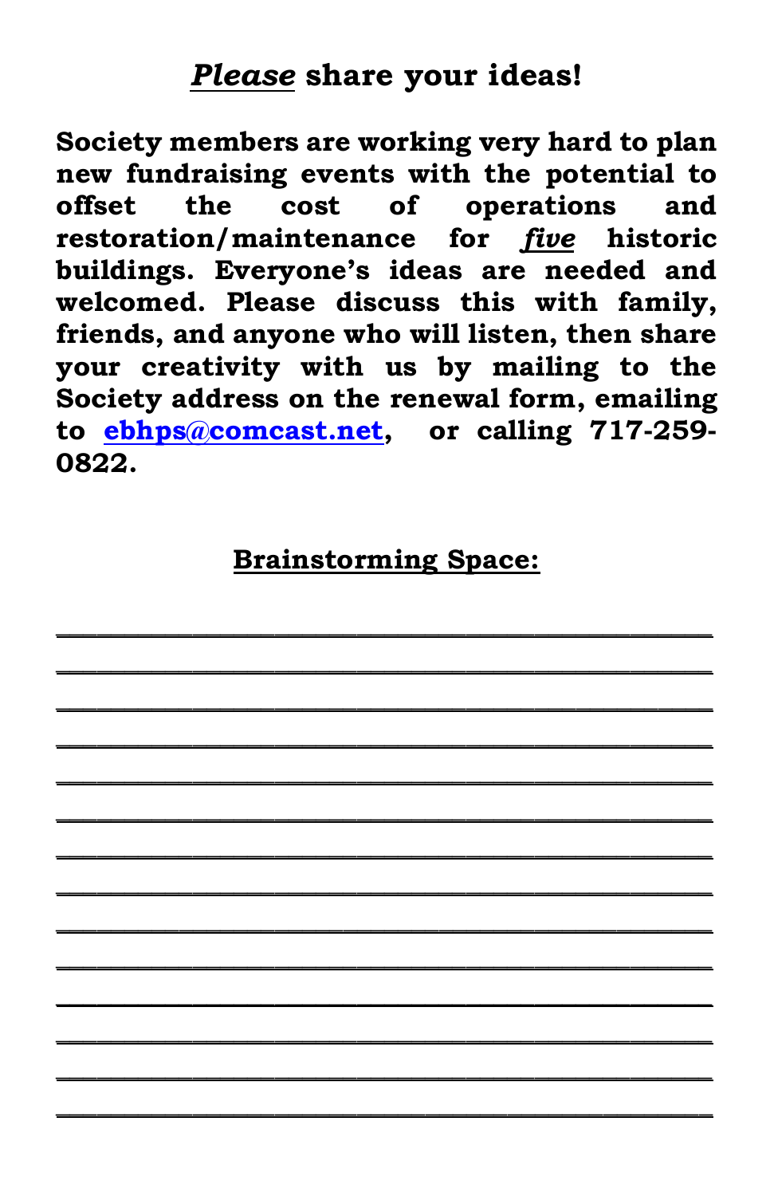## ***Please*** **share your ideas!**

**Society members are working very hard to plan new fundraising events with the potential to offset the cost of operations and restoration/maintenance for *five* historic buildings. Everyone's ideas are needed and welcomed. Please discuss this with family, friends, and anyone who will listen, then share your creativity with us by mailing to the Society address on the renewal form, emailing to [ebhps@comcast.net](mailto:ebhps@comcast.net), or calling 717-259-0822.**

**Brainstorming Space:**

\_\_\_\_\_\_\_\_\_\_\_\_\_\_\_\_\_\_\_\_\_\_\_\_\_\_\_\_\_\_\_\_\_\_\_\_\_\_\_\_

\_\_\_\_\_\_\_\_\_\_\_\_\_\_\_\_\_\_\_\_\_\_\_\_\_\_\_\_\_\_\_\_\_\_\_\_\_\_\_\_

\_\_\_\_\_\_\_\_\_\_\_\_\_\_\_\_\_\_\_\_\_\_\_\_\_\_\_\_\_\_\_\_\_\_\_\_\_\_\_\_

\_\_\_\_\_\_\_\_\_\_\_\_\_\_\_\_\_\_\_\_\_\_\_\_\_\_\_\_\_\_\_\_\_\_\_\_\_\_\_\_

\_\_\_\_\_\_\_\_\_\_\_\_\_\_\_\_\_\_\_\_\_\_\_\_\_\_\_\_\_\_\_\_\_\_\_\_\_\_\_\_

\_\_\_\_\_\_\_\_\_\_\_\_\_\_\_\_\_\_\_\_\_\_\_\_\_\_\_\_\_\_\_\_\_\_\_\_\_\_\_\_

\_\_\_\_\_\_\_\_\_\_\_\_\_\_\_\_\_\_\_\_\_\_\_\_\_\_\_\_\_\_\_\_\_\_\_\_\_\_\_\_

\_\_\_\_\_\_\_\_\_\_\_\_\_\_\_\_\_\_\_\_\_\_\_\_\_\_\_\_\_\_\_\_\_\_\_\_\_\_\_\_

\_\_\_\_\_\_\_\_\_\_\_\_\_\_\_\_\_\_\_\_\_\_\_\_\_\_\_\_\_\_\_\_\_\_\_\_\_\_\_\_

\_\_\_\_\_\_\_\_\_\_\_\_\_\_\_\_\_\_\_\_\_\_\_\_\_\_\_\_\_\_\_\_\_\_\_\_\_\_\_\_

\_\_\_\_\_\_\_\_\_\_\_\_\_\_\_\_\_\_\_\_\_\_\_\_\_\_\_\_\_\_\_\_\_\_\_\_\_\_\_\_

\_\_\_\_\_\_\_\_\_\_\_\_\_\_\_\_\_\_\_\_\_\_\_\_\_\_\_\_\_\_\_\_\_\_\_\_\_\_\_\_

\_\_\_\_\_\_\_\_\_\_\_\_\_\_\_\_\_\_\_\_\_\_\_\_\_\_\_\_\_\_\_\_\_\_\_\_\_\_\_\_

\_\_\_\_\_\_\_\_\_\_\_\_\_\_\_\_\_\_\_\_\_\_\_\_\_\_\_\_\_\_\_\_\_\_\_\_\_\_\_\_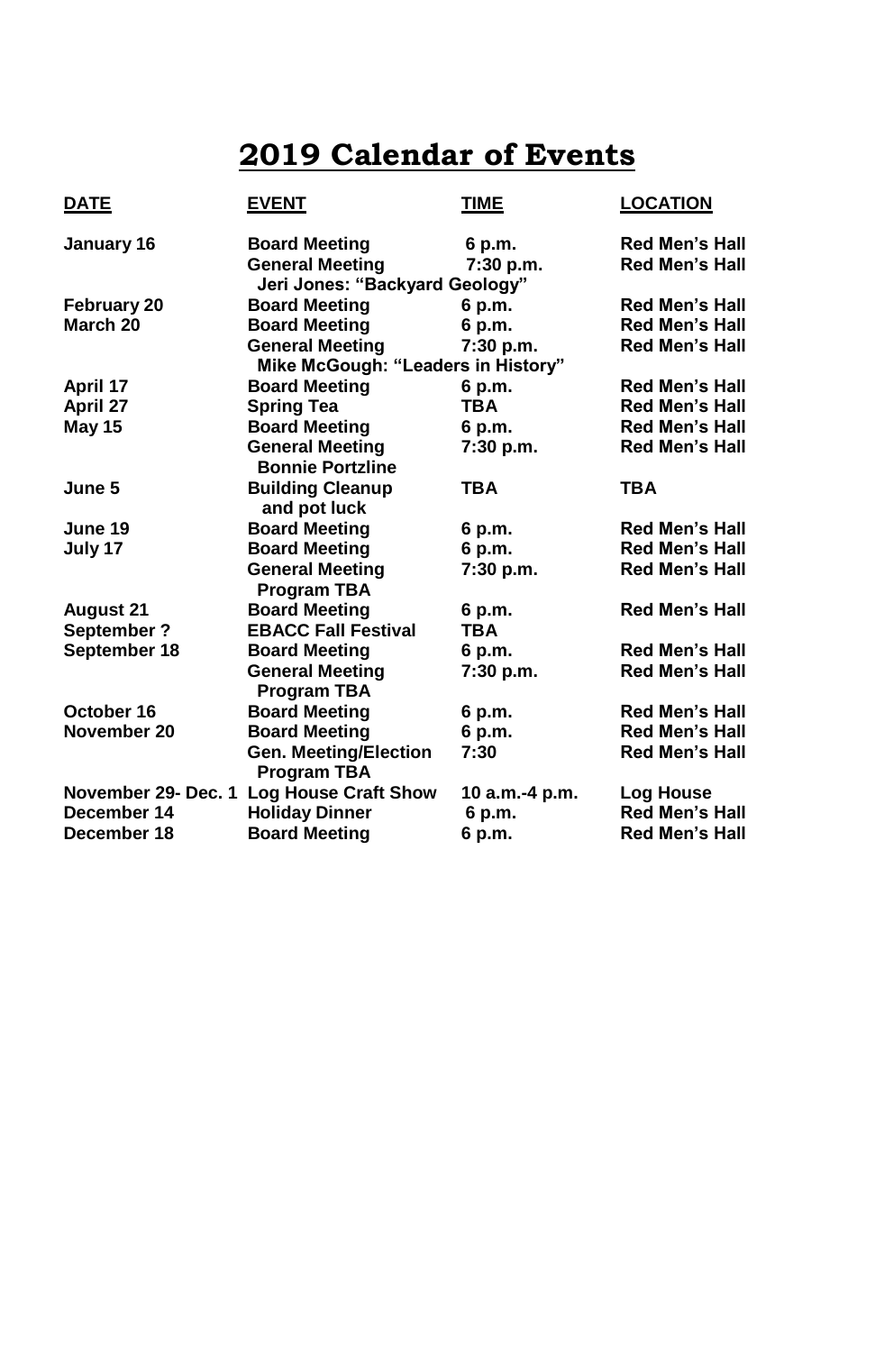# 2019 Calendar of Events

| DATE | EVENT | TIME | LOCATION |
|---|---|---|---|
| January 16 | Board Meeting | 6 p.m. | Red Men's Hall |
| | General Meeting | 7:30 p.m. | Red Men's Hall |
| | Jeri Jones: "Backyard Geology" | | |
| February 20 | Board Meeting | 6 p.m. | Red Men's Hall |
| March 20 | Board Meeting | 6 p.m. | Red Men's Hall |
| | General Meeting | 7:30 p.m. | Red Men's Hall |
| | Mike McGough: "Leaders in History" | | |
| April 17 | Board Meeting | 6 p.m. | Red Men's Hall |
| April 27 | Spring Tea | TBA | Red Men's Hall |
| May 15 | Board Meeting | 6 p.m. | Red Men's Hall |
| | General Meeting | 7:30 p.m. | Red Men's Hall |
| | Bonnie Portzline | | |
| June 5 | Building Cleanup and pot luck | TBA | TBA |
| June 19 | Board Meeting | 6 p.m. | Red Men's Hall |
| July 17 | Board Meeting | 6 p.m. | Red Men's Hall |
| | General Meeting | 7:30 p.m. | Red Men's Hall |
| | Program TBA | | |
| August 21 | Board Meeting | 6 p.m. | Red Men's Hall |
| September ? | EBACC Fall Festival | TBA | |
| September 18 | Board Meeting | 6 p.m. | Red Men's Hall |
| | General Meeting | 7:30 p.m. | Red Men's Hall |
| | Program TBA | | |
| October 16 | Board Meeting | 6 p.m. | Red Men's Hall |
| November 20 | Board Meeting | 6 p.m. | Red Men's Hall |
| | Gen. Meeting/Election | 7:30 | Red Men's Hall |
| | Program TBA | | |
| November 29- Dec. 1 | Log House Craft Show | 10 a.m.-4 p.m. | Log House |
| December 14 | Holiday Dinner | 6 p.m. | Red Men's Hall |
| December 18 | Board Meeting | 6 p.m. | Red Men's Hall |